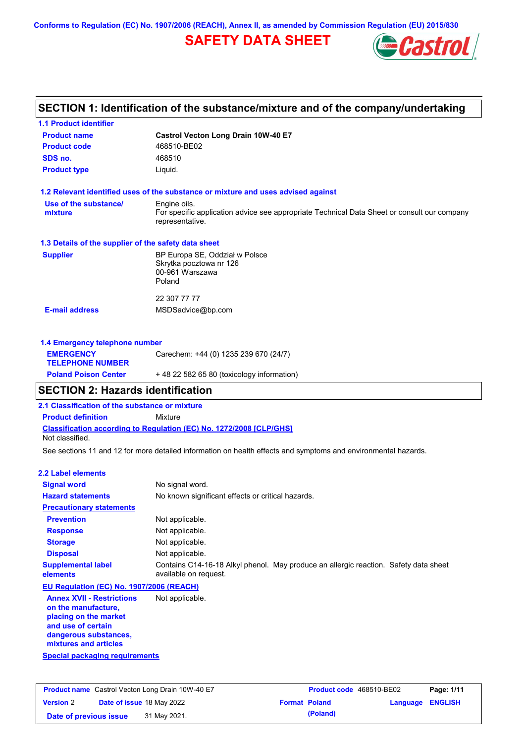Conforms to Regulation (EC) No. 1907/2006 (REACH), Annex II, as amended by Commission Regulation (EU) 2015/830

# SAFETY DATA SHEET

## SECTION 1: Identification of the substance/mixture and of the company/undertaking

### 1.1 Product identifier

| | |
|---|---|
| **Product name** | **Castrol Vecton Long Drain 10W-40 E7** |
| **Product code** | 468510-BE02 |
| **SDS no.** | 468510 |
| **Product type** | Liquid. |

### 1.2 Relevant identified uses of the substance or mixture and uses advised against

| | |
|---|---|
| **Use of the substance/ mixture** | Engine oils. For specific application advice see appropriate Technical Data Sheet or consult our company representative. |

### 1.3 Details of the supplier of the safety data sheet

| | |
|---|---|
| **Supplier** | BP Europa SE, Oddział w Polsce<br>Skrytka pocztowa nr 126<br>00-961 Warszawa<br>Poland<br><br>22 307 77 77 |
| **E-mail address** | MSDSadvice@bp.com |

### 1.4 Emergency telephone number

| | |
|---|---|
| **EMERGENCY TELEPHONE NUMBER** | Carechem: +44 (0) 1235 239 670 (24/7) |
| **Poland Poison Center** | + 48 22 582 65 80 (toxicology information) |

## SECTION 2: Hazards identification

### 2.1 Classification of the substance or mixture

**Product definition** Mixture

**Classification according to Regulation (EC) No. 1272/2008 [CLP/GHS]**

Not classified.

See sections 11 and 12 for more detailed information on health effects and symptoms and environmental hazards.

### 2.2 Label elements

| | |
|---|---|
| **Signal word** | No signal word. |
| **Hazard statements** | No known significant effects or critical hazards. |

**Precautionary statements**

| | |
|---|---|
| **Prevention** | Not applicable. |
| **Response** | Not applicable. |
| **Storage** | Not applicable. |
| **Disposal** | Not applicable. |
| **Supplemental label elements** | Contains C14-16-18 Alkyl phenol. May produce an allergic reaction. Safety data sheet available on request. |

**EU Regulation (EC) No. 1907/2006 (REACH)**

| | |
|---|---|
| **Annex XVII - Restrictions on the manufacture, placing on the market and use of certain dangerous substances, mixtures and articles** | Not applicable. |

**Special packaging requirements**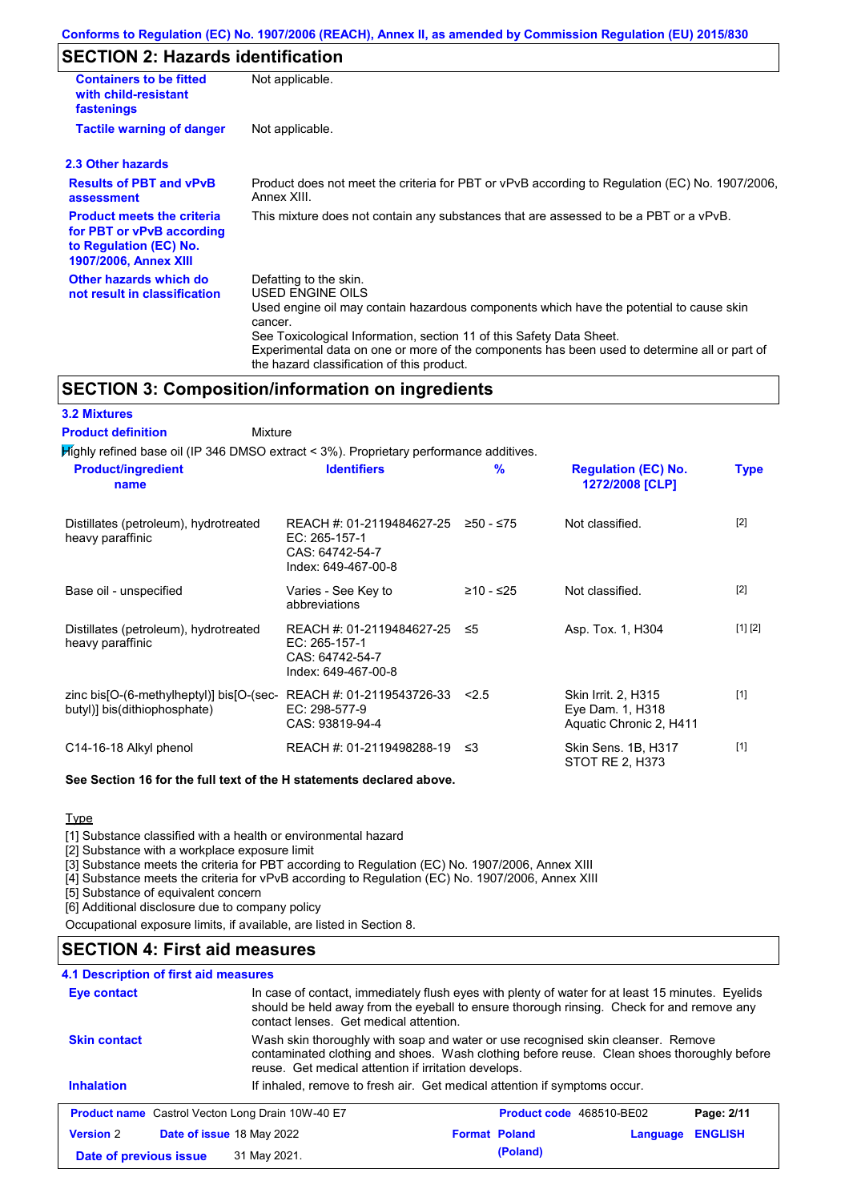Conforms to Regulation (EC) No. 1907/2006 (REACH), Annex II, as amended by Commission Regulation (EU) 2015/830

## SECTION 2: Hazards identification

| | |
|---|---|
| **Containers to be fitted with child-resistant fastenings** | Not applicable. |
| **Tactile warning of danger** | Not applicable. |

### 2.3 Other hazards

| | |
|---|---|
| **Results of PBT and vPvB assessment** | Product does not meet the criteria for PBT or vPvB according to Regulation (EC) No. 1907/2006, Annex XIII. |
| **Product meets the criteria for PBT or vPvB according to Regulation (EC) No. 1907/2006, Annex XIII** | This mixture does not contain any substances that are assessed to be a PBT or a vPvB. |
| **Other hazards which do not result in classification** | Defatting to the skin.<br>USED ENGINE OILS<br>Used engine oil may contain hazardous components which have the potential to cause skin cancer.<br>See Toxicological Information, section 11 of this Safety Data Sheet.<br>Experimental data on one or more of the components has been used to determine all or part of the hazard classification of this product. |

## SECTION 3: Composition/information on ingredients

### 3.2 Mixtures

**Product definition** Mixture

Highly refined base oil (IP 346 DMSO extract < 3%). Proprietary performance additives.

| Product/ingredient name | Identifiers | % | Regulation (EC) No. 1272/2008 [CLP] | Type |
|---|---|---|---|---|
| Distillates (petroleum), hydrotreated heavy paraffinic | REACH #: 01-2119484627-25<br>EC: 265-157-1<br>CAS: 64742-54-7<br>Index: 649-467-00-8 | ≥50 - ≤75 | Not classified. | [2] |
| Base oil - unspecified | Varies - See Key to abbreviations | ≥10 - ≤25 | Not classified. | [2] |
| Distillates (petroleum), hydrotreated heavy paraffinic | REACH #: 01-2119484627-25<br>EC: 265-157-1<br>CAS: 64742-54-7<br>Index: 649-467-00-8 | ≤5 | Asp. Tox. 1, H304 | [1] [2] |
| zinc bis[O-(6-methylheptyl)] bis[O-(sec-butyl)] bis(dithiophosphate) | REACH #: 01-2119543726-33<br>EC: 298-577-9<br>CAS: 93819-94-4 | <2.5 | Skin Irrit. 2, H315<br>Eye Dam. 1, H318<br>Aquatic Chronic 2, H411 | [1] |
| C14-16-18 Alkyl phenol | REACH #: 01-2119498288-19 | ≤3 | Skin Sens. 1B, H317<br>STOT RE 2, H373 | [1] |

**See Section 16 for the full text of the H statements declared above.**

Type

[1] Substance classified with a health or environmental hazard
[2] Substance with a workplace exposure limit
[3] Substance meets the criteria for PBT according to Regulation (EC) No. 1907/2006, Annex XIII
[4] Substance meets the criteria for vPvB according to Regulation (EC) No. 1907/2006, Annex XIII
[5] Substance of equivalent concern
[6] Additional disclosure due to company policy

Occupational exposure limits, if available, are listed in Section 8.

## SECTION 4: First aid measures

### 4.1 Description of first aid measures

| | |
|---|---|
| **Eye contact** | In case of contact, immediately flush eyes with plenty of water for at least 15 minutes. Eyelids should be held away from the eyeball to ensure thorough rinsing. Check for and remove any contact lenses. Get medical attention. |
| **Skin contact** | Wash skin thoroughly with soap and water or use recognised skin cleanser. Remove contaminated clothing and shoes. Wash clothing before reuse. Clean shoes thoroughly before reuse. Get medical attention if irritation develops. |
| **Inhalation** | If inhaled, remove to fresh air. Get medical attention if symptoms occur. |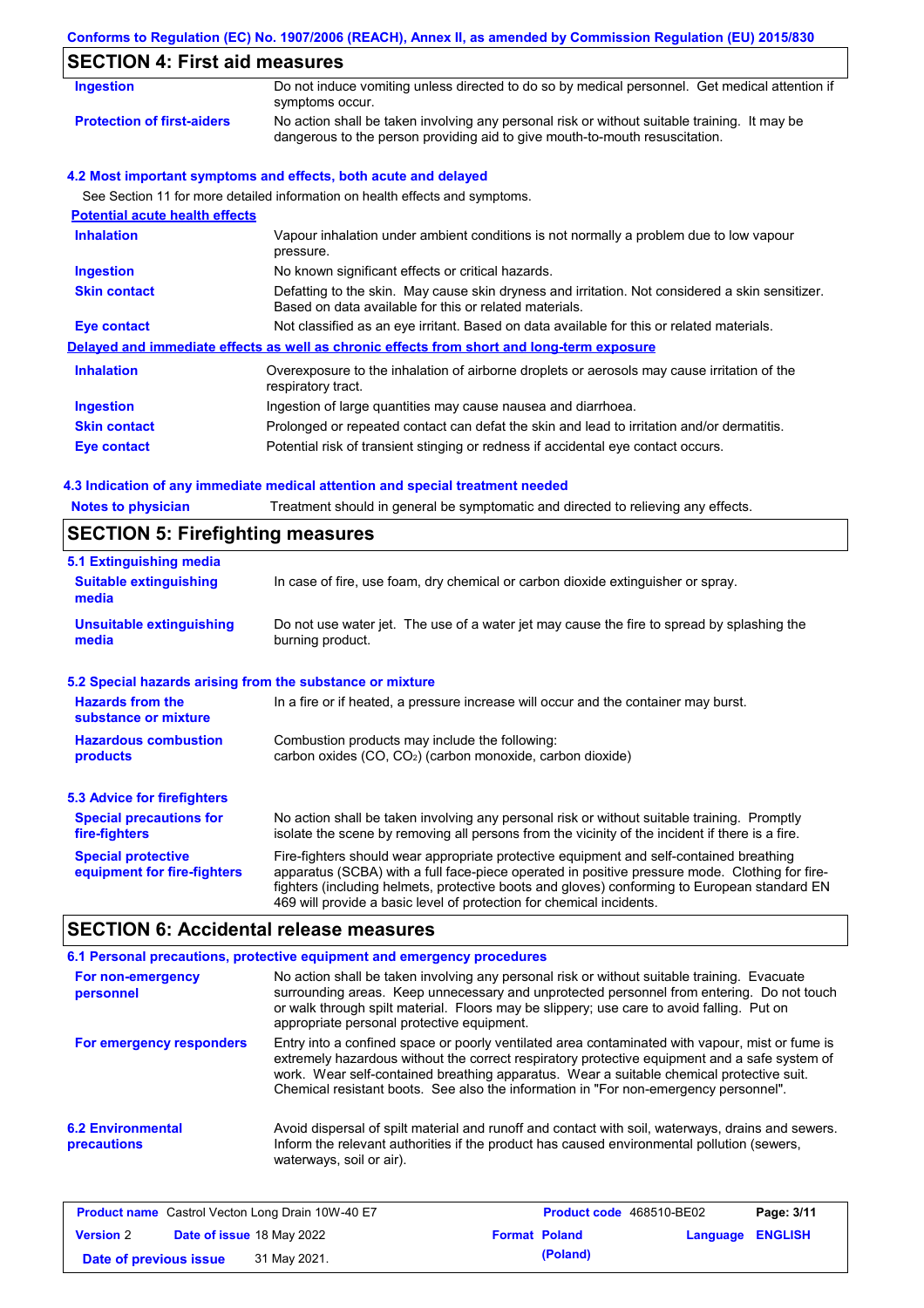## SECTION 4: First aid measures

| | |
|---|---|
| **Ingestion** | Do not induce vomiting unless directed to do so by medical personnel. Get medical attention if symptoms occur. |
| **Protection of first-aiders** | No action shall be taken involving any personal risk or without suitable training. It may be dangerous to the person providing aid to give mouth-to-mouth resuscitation. |

### 4.2 Most important symptoms and effects, both acute and delayed

See Section 11 for more detailed information on health effects and symptoms.

**Potential acute health effects**

| | |
|---|---|
| **Inhalation** | Vapour inhalation under ambient conditions is not normally a problem due to low vapour pressure. |
| **Ingestion** | No known significant effects or critical hazards. |
| **Skin contact** | Defatting to the skin. May cause skin dryness and irritation. Not considered a skin sensitizer. Based on data available for this or related materials. |
| **Eye contact** | Not classified as an eye irritant. Based on data available for this or related materials. |

**Delayed and immediate effects as well as chronic effects from short and long-term exposure**

| | |
|---|---|
| **Inhalation** | Overexposure to the inhalation of airborne droplets or aerosols may cause irritation of the respiratory tract. |
| **Ingestion** | Ingestion of large quantities may cause nausea and diarrhoea. |
| **Skin contact** | Prolonged or repeated contact can defat the skin and lead to irritation and/or dermatitis. |
| **Eye contact** | Potential risk of transient stinging or redness if accidental eye contact occurs. |

### 4.3 Indication of any immediate medical attention and special treatment needed

| | |
|---|---|
| **Notes to physician** | Treatment should in general be symptomatic and directed to relieving any effects. |

## SECTION 5: Firefighting measures

### 5.1 Extinguishing media

| | |
|---|---|
| **Suitable extinguishing media** | In case of fire, use foam, dry chemical or carbon dioxide extinguisher or spray. |
| **Unsuitable extinguishing media** | Do not use water jet. The use of a water jet may cause the fire to spread by splashing the burning product. |

### 5.2 Special hazards arising from the substance or mixture

| | |
|---|---|
| **Hazards from the substance or mixture** | In a fire or if heated, a pressure increase will occur and the container may burst. |
| **Hazardous combustion products** | Combustion products may include the following: carbon oxides ($CO$, $CO_2$) (carbon monoxide, carbon dioxide) |

### 5.3 Advice for firefighters

| | |
|---|---|
| **Special precautions for fire-fighters** | No action shall be taken involving any personal risk or without suitable training. Promptly isolate the scene by removing all persons from the vicinity of the incident if there is a fire. |
| **Special protective equipment for fire-fighters** | Fire-fighters should wear appropriate protective equipment and self-contained breathing apparatus (SCBA) with a full face-piece operated in positive pressure mode. Clothing for fire-fighters (including helmets, protective boots and gloves) conforming to European standard EN 469 will provide a basic level of protection for chemical incidents. |

## SECTION 6: Accidental release measures

### 6.1 Personal precautions, protective equipment and emergency procedures

| | |
|---|---|
| **For non-emergency personnel** | No action shall be taken involving any personal risk or without suitable training. Evacuate surrounding areas. Keep unnecessary and unprotected personnel from entering. Do not touch or walk through spilt material. Floors may be slippery; use care to avoid falling. Put on appropriate personal protective equipment. |
| **For emergency responders** | Entry into a confined space or poorly ventilated area contaminated with vapour, mist or fume is extremely hazardous without the correct respiratory protective equipment and a safe system of work. Wear self-contained breathing apparatus. Wear a suitable chemical protective suit. Chemical resistant boots. See also the information in "For non-emergency personnel". |

| | |
|---|---|
| **6.2 Environmental precautions** | Avoid dispersal of spilt material and runoff and contact with soil, waterways, drains and sewers. Inform the relevant authorities if the product has caused environmental pollution (sewers, waterways, soil or air). |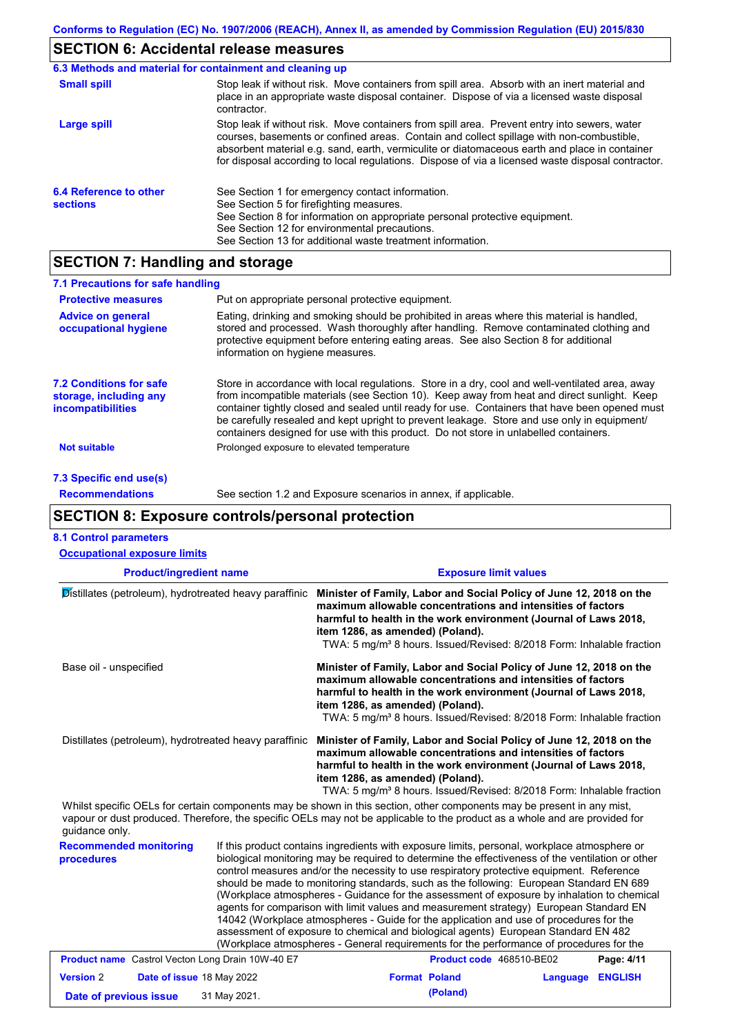Conforms to Regulation (EC) No. 1907/2006 (REACH), Annex II, as amended by Commission Regulation (EU) 2015/830

## SECTION 6: Accidental release measures

### 6.3 Methods and material for containment and cleaning up

**Small spill** Stop leak if without risk. Move containers from spill area. Absorb with an inert material and place in an appropriate waste disposal container. Dispose of via a licensed waste disposal contractor.

**Large spill** Stop leak if without risk. Move containers from spill area. Prevent entry into sewers, water courses, basements or confined areas. Contain and collect spillage with non-combustible, absorbent material e.g. sand, earth, vermiculite or diatomaceous earth and place in container for disposal according to local regulations. Dispose of via a licensed waste disposal contractor.

**6.4 Reference to other sections**
See Section 1 for emergency contact information.
See Section 5 for firefighting measures.
See Section 8 for information on appropriate personal protective equipment.
See Section 12 for environmental precautions.
See Section 13 for additional waste treatment information.

## SECTION 7: Handling and storage

### 7.1 Precautions for safe handling

**Protective measures** Put on appropriate personal protective equipment.

**Advice on general occupational hygiene** Eating, drinking and smoking should be prohibited in areas where this material is handled, stored and processed. Wash thoroughly after handling. Remove contaminated clothing and protective equipment before entering eating areas. See also Section 8 for additional information on hygiene measures.

**7.2 Conditions for safe storage, including any incompatibilities** Store in accordance with local regulations. Store in a dry, cool and well-ventilated area, away from incompatible materials (see Section 10). Keep away from heat and direct sunlight. Keep container tightly closed and sealed until ready for use. Containers that have been opened must be carefully resealed and kept upright to prevent leakage. Store and use only in equipment/containers designed for use with this product. Do not store in unlabelled containers.

**Not suitable** Prolonged exposure to elevated temperature

### 7.3 Specific end use(s)

**Recommendations** See section 1.2 and Exposure scenarios in annex, if applicable.

## SECTION 8: Exposure controls/personal protection

### 8.1 Control parameters

**Occupational exposure limits**

| Product/ingredient name | Exposure limit values |
|---|---|
| Distillates (petroleum), hydrotreated heavy paraffinic | **Minister of Family, Labor and Social Policy of June 12, 2018 on the maximum allowable concentrations and intensities of factors harmful to health in the work environment (Journal of Laws 2018, item 1286, as amended) (Poland).** TWA: 5 mg/m³ 8 hours. Issued/Revised: 8/2018 Form: Inhalable fraction |
| Base oil - unspecified | **Minister of Family, Labor and Social Policy of June 12, 2018 on the maximum allowable concentrations and intensities of factors harmful to health in the work environment (Journal of Laws 2018, item 1286, as amended) (Poland).** TWA: 5 mg/m³ 8 hours. Issued/Revised: 8/2018 Form: Inhalable fraction |
| Distillates (petroleum), hydrotreated heavy paraffinic | **Minister of Family, Labor and Social Policy of June 12, 2018 on the maximum allowable concentrations and intensities of factors harmful to health in the work environment (Journal of Laws 2018, item 1286, as amended) (Poland).** TWA: 5 mg/m³ 8 hours. Issued/Revised: 8/2018 Form: Inhalable fraction |

Whilst specific OELs for certain components may be shown in this section, other components may be present in any mist, vapour or dust produced. Therefore, the specific OELs may not be applicable to the product as a whole and are provided for guidance only.

**Recommended monitoring procedures** If this product contains ingredients with exposure limits, personal, workplace atmosphere or biological monitoring may be required to determine the effectiveness of the ventilation or other control measures and/or the necessity to use respiratory protective equipment. Reference should be made to monitoring standards, such as the following: European Standard EN 689 (Workplace atmospheres - Guidance for the assessment of exposure by inhalation to chemical agents for comparison with limit values and measurement strategy) European Standard EN 14042 (Workplace atmospheres - Guide for the application and use of procedures for the assessment of exposure to chemical and biological agents) European Standard EN 482 (Workplace atmospheres - General requirements for the performance of procedures for the

| Product name | Castrol Vecton Long Drain 10W-40 E7 | Product code | 468510-BE02 |
|---|---|---|---|
| Version | 2 | Date of issue | 18 May 2022 |
| Format | Poland (Poland) | Language | ENGLISH |
| Date of previous issue | 31 May 2021. | | |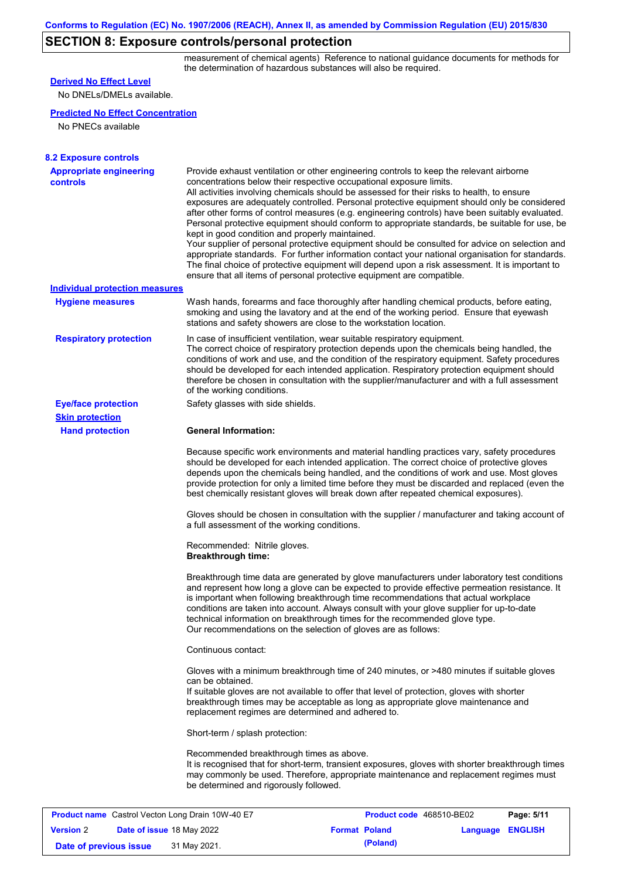## SECTION 8: Exposure controls/personal protection

measurement of chemical agents) Reference to national guidance documents for methods for the determination of hazardous substances will also be required.

**Derived No Effect Level**

No DNELs/DMELs available.

**Predicted No Effect Concentration**

No PNECs available

### 8.2 Exposure controls

**Appropriate engineering controls**

Provide exhaust ventilation or other engineering controls to keep the relevant airborne concentrations below their respective occupational exposure limits.
All activities involving chemicals should be assessed for their risks to health, to ensure exposures are adequately controlled. Personal protective equipment should only be considered after other forms of control measures (e.g. engineering controls) have been suitably evaluated. Personal protective equipment should conform to appropriate standards, be suitable for use, be kept in good condition and properly maintained.
Your supplier of personal protective equipment should be consulted for advice on selection and appropriate standards. For further information contact your national organisation for standards.
The final choice of protective equipment will depend upon a risk assessment. It is important to ensure that all items of personal protective equipment are compatible.

**Individual protection measures**

**Hygiene measures**

Wash hands, forearms and face thoroughly after handling chemical products, before eating, smoking and using the lavatory and at the end of the working period. Ensure that eyewash stations and safety showers are close to the workstation location.

**Respiratory protection**

In case of insufficient ventilation, wear suitable respiratory equipment.
The correct choice of respiratory protection depends upon the chemicals being handled, the conditions of work and use, and the condition of the respiratory equipment. Safety procedures should be developed for each intended application. Respiratory protection equipment should therefore be chosen in consultation with the supplier/manufacturer and with a full assessment of the working conditions.

**Eye/face protection**

Safety glasses with side shields.

**Skin protection**

**Hand protection**

**General Information:**

Because specific work environments and material handling practices vary, safety procedures should be developed for each intended application. The correct choice of protective gloves depends upon the chemicals being handled, and the conditions of work and use. Most gloves provide protection for only a limited time before they must be discarded and replaced (even the best chemically resistant gloves will break down after repeated chemical exposures).

Gloves should be chosen in consultation with the supplier / manufacturer and taking account of a full assessment of the working conditions.

Recommended: Nitrile gloves.
**Breakthrough time:**

Breakthrough time data are generated by glove manufacturers under laboratory test conditions and represent how long a glove can be expected to provide effective permeation resistance. It is important when following breakthrough time recommendations that actual workplace conditions are taken into account. Always consult with your glove supplier for up-to-date technical information on breakthrough times for the recommended glove type.
Our recommendations on the selection of gloves are as follows:

Continuous contact:

Gloves with a minimum breakthrough time of 240 minutes, or >480 minutes if suitable gloves can be obtained.
If suitable gloves are not available to offer that level of protection, gloves with shorter breakthrough times may be acceptable as long as appropriate glove maintenance and replacement regimes are determined and adhered to.

Short-term / splash protection:

Recommended breakthrough times as above.
It is recognised that for short-term, transient exposures, gloves with shorter breakthrough times may commonly be used. Therefore, appropriate maintenance and replacement regimes must be determined and rigorously followed.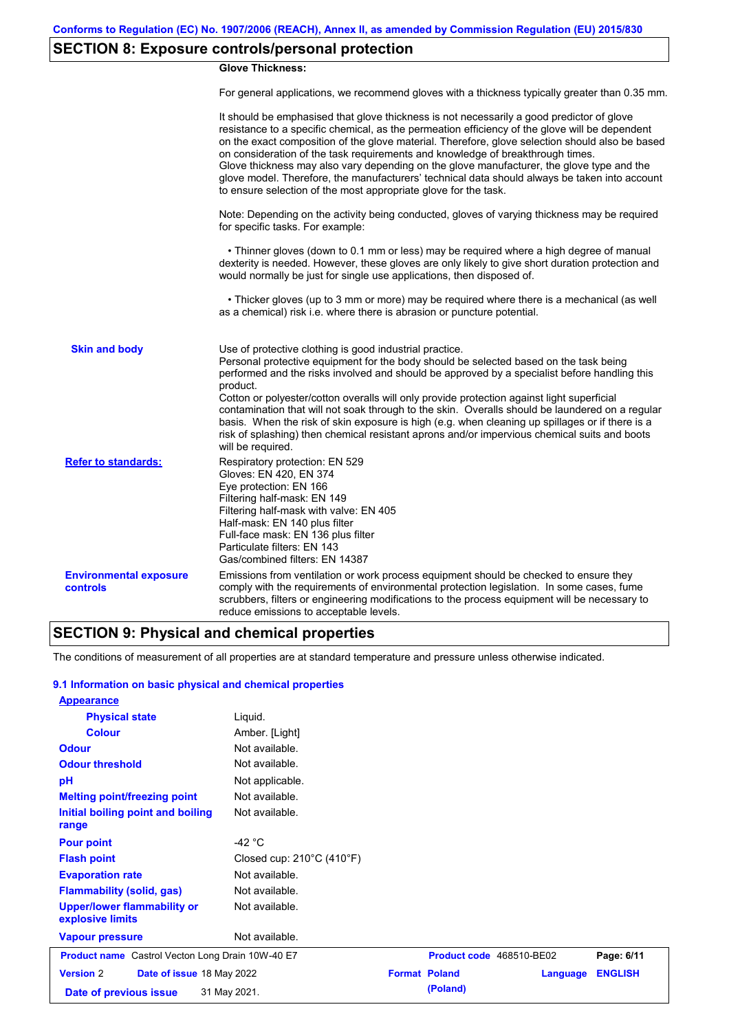## SECTION 8: Exposure controls/personal protection

**Glove Thickness:**

For general applications, we recommend gloves with a thickness typically greater than 0.35 mm.

It should be emphasised that glove thickness is not necessarily a good predictor of glove resistance to a specific chemical, as the permeation efficiency of the glove will be dependent on the exact composition of the glove material. Therefore, glove selection should also be based on consideration of the task requirements and knowledge of breakthrough times.
Glove thickness may also vary depending on the glove manufacturer, the glove type and the glove model. Therefore, the manufacturers' technical data should always be taken into account to ensure selection of the most appropriate glove for the task.

Note: Depending on the activity being conducted, gloves of varying thickness may be required for specific tasks. For example:

• Thinner gloves (down to 0.1 mm or less) may be required where a high degree of manual dexterity is needed. However, these gloves are only likely to give short duration protection and would normally be just for single use applications, then disposed of.

• Thicker gloves (up to 3 mm or more) may be required where there is a mechanical (as well as a chemical) risk i.e. where there is abrasion or puncture potential.

**Skin and body**

Use of protective clothing is good industrial practice.
Personal protective equipment for the body should be selected based on the task being performed and the risks involved and should be approved by a specialist before handling this product.
Cotton or polyester/cotton overalls will only provide protection against light superficial contamination that will not soak through to the skin. Overalls should be laundered on a regular basis. When the risk of skin exposure is high (e.g. when cleaning up spillages or if there is a risk of splashing) then chemical resistant aprons and/or impervious chemical suits and boots will be required.

**Refer to standards:**

Respiratory protection: EN 529
Gloves: EN 420, EN 374
Eye protection: EN 166
Filtering half-mask: EN 149
Filtering half-mask with valve: EN 405
Half-mask: EN 140 plus filter
Full-face mask: EN 136 plus filter
Particulate filters: EN 143
Gas/combined filters: EN 14387

**Environmental exposure controls**

Emissions from ventilation or work process equipment should be checked to ensure they comply with the requirements of environmental protection legislation. In some cases, fume scrubbers, filters or engineering modifications to the process equipment will be necessary to reduce emissions to acceptable levels.

## SECTION 9: Physical and chemical properties

The conditions of measurement of all properties are at standard temperature and pressure unless otherwise indicated.

### 9.1 Information on basic physical and chemical properties

| Property | Value |
|---|---|
| **Appearance** | |
| Physical state | Liquid. |
| Colour | Amber. [Light] |
| Odour | Not available. |
| Odour threshold | Not available. |
| pH | Not applicable. |
| Melting point/freezing point | Not available. |
| Initial boiling point and boiling range | Not available. |
| Pour point | -42 °C |
| Flash point | Closed cup: 210°C (410°F) |
| Evaporation rate | Not available. |
| Flammability (solid, gas) | Not available. |
| Upper/lower flammability or explosive limits | Not available. |
| Vapour pressure | Not available. |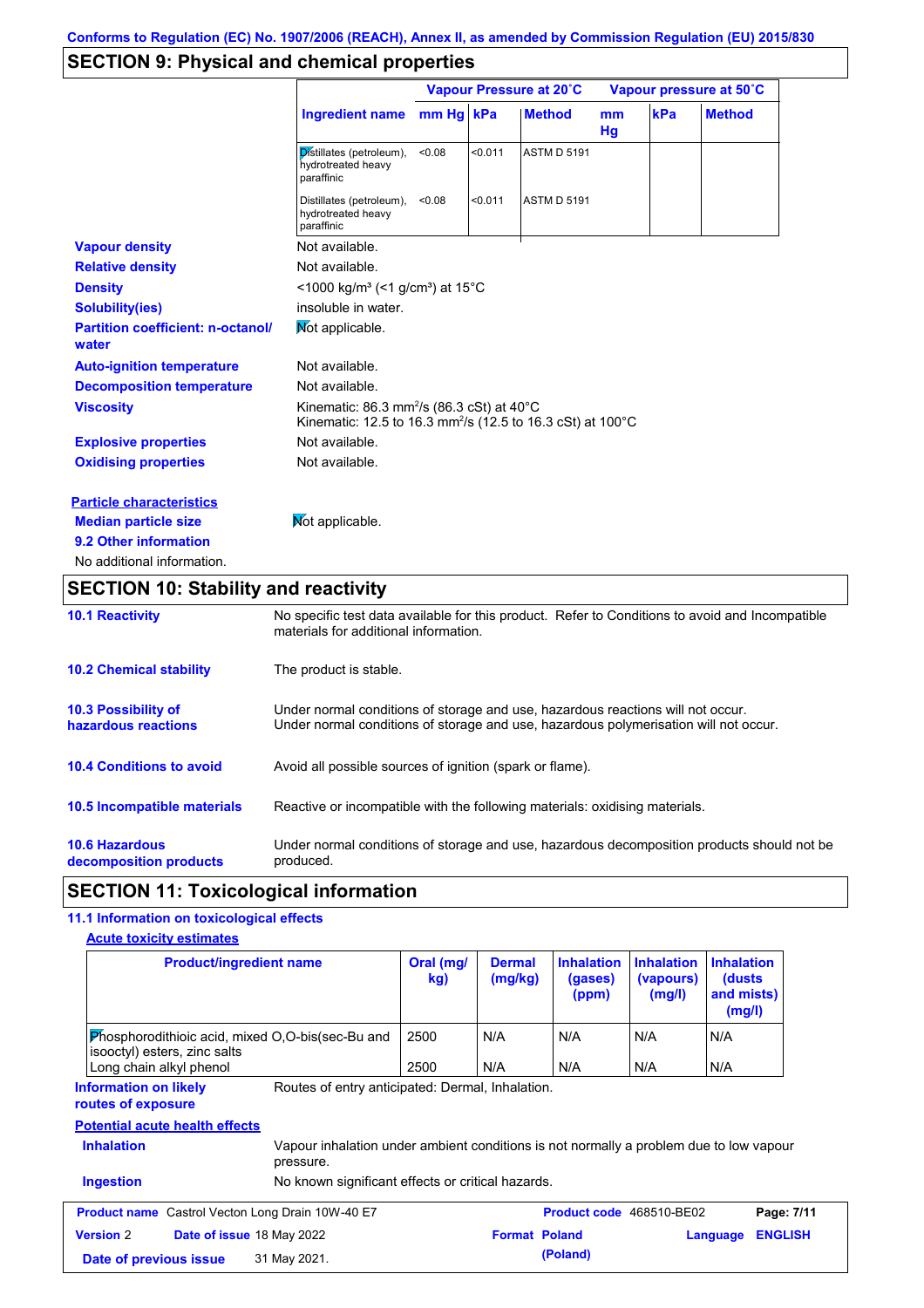Conforms to Regulation (EC) No. 1907/2006 (REACH), Annex II, as amended by Commission Regulation (EU) 2015/830

## SECTION 9: Physical and chemical properties

| Ingredient name | Vapour Pressure at 20˚C | | | Vapour pressure at 50˚C | | |
|---|---|---|---|---|---|---|
| | mm Hg | kPa | Method | mm Hg | kPa | Method |
| Distillates (petroleum), hydrotreated heavy paraffinic | <0.08 | <0.011 | ASTM D 5191 | | | |
| Distillates (petroleum), hydrotreated heavy paraffinic | <0.08 | <0.011 | ASTM D 5191 | | | |

**Vapour density** Not available.

**Relative density** Not available.

**Density** <1000 kg/m³ (<1 g/cm³) at 15°C

**Solubility(ies)** insoluble in water.

**Partition coefficient: n-octanol/water** Not applicable.

**Auto-ignition temperature** Not available.

**Decomposition temperature** Not available.

**Viscosity** Kinematic: 86.3 mm$^2$/s (86.3 cSt) at 40°C
Kinematic: 12.5 to 16.3 mm$^2$/s (12.5 to 16.3 cSt) at 100°C

**Explosive properties** Not available.

**Oxidising properties** Not available.

**Particle characteristics**

**Median particle size** Not applicable.

**9.2 Other information**

No additional information.

## SECTION 10: Stability and reactivity

**10.1 Reactivity** No specific test data available for this product. Refer to Conditions to avoid and Incompatible materials for additional information.

**10.2 Chemical stability** The product is stable.

**10.3 Possibility of hazardous reactions** Under normal conditions of storage and use, hazardous reactions will not occur.
Under normal conditions of storage and use, hazardous polymerisation will not occur.

**10.4 Conditions to avoid** Avoid all possible sources of ignition (spark or flame).

**10.5 Incompatible materials** Reactive or incompatible with the following materials: oxidising materials.

**10.6 Hazardous decomposition products** Under normal conditions of storage and use, hazardous decomposition products should not be produced.

## SECTION 11: Toxicological information

**11.1 Information on toxicological effects**

**Acute toxicity estimates**

| Product/ingredient name | Oral (mg/kg) | Dermal (mg/kg) | Inhalation (gases) (ppm) | Inhalation (vapours) (mg/l) | Inhalation (dusts and mists) (mg/l) |
|---|---|---|---|---|---|
| Phosphorodithioic acid, mixed O,O-bis(sec-Bu and isooctyl) esters, zinc salts | 2500 | N/A | N/A | N/A | N/A |
| Long chain alkyl phenol | 2500 | N/A | N/A | N/A | N/A |

**Information on likely routes of exposure** Routes of entry anticipated: Dermal, Inhalation.

**Potential acute health effects**

**Inhalation** Vapour inhalation under ambient conditions is not normally a problem due to low vapour pressure.

**Ingestion** No known significant effects or critical hazards.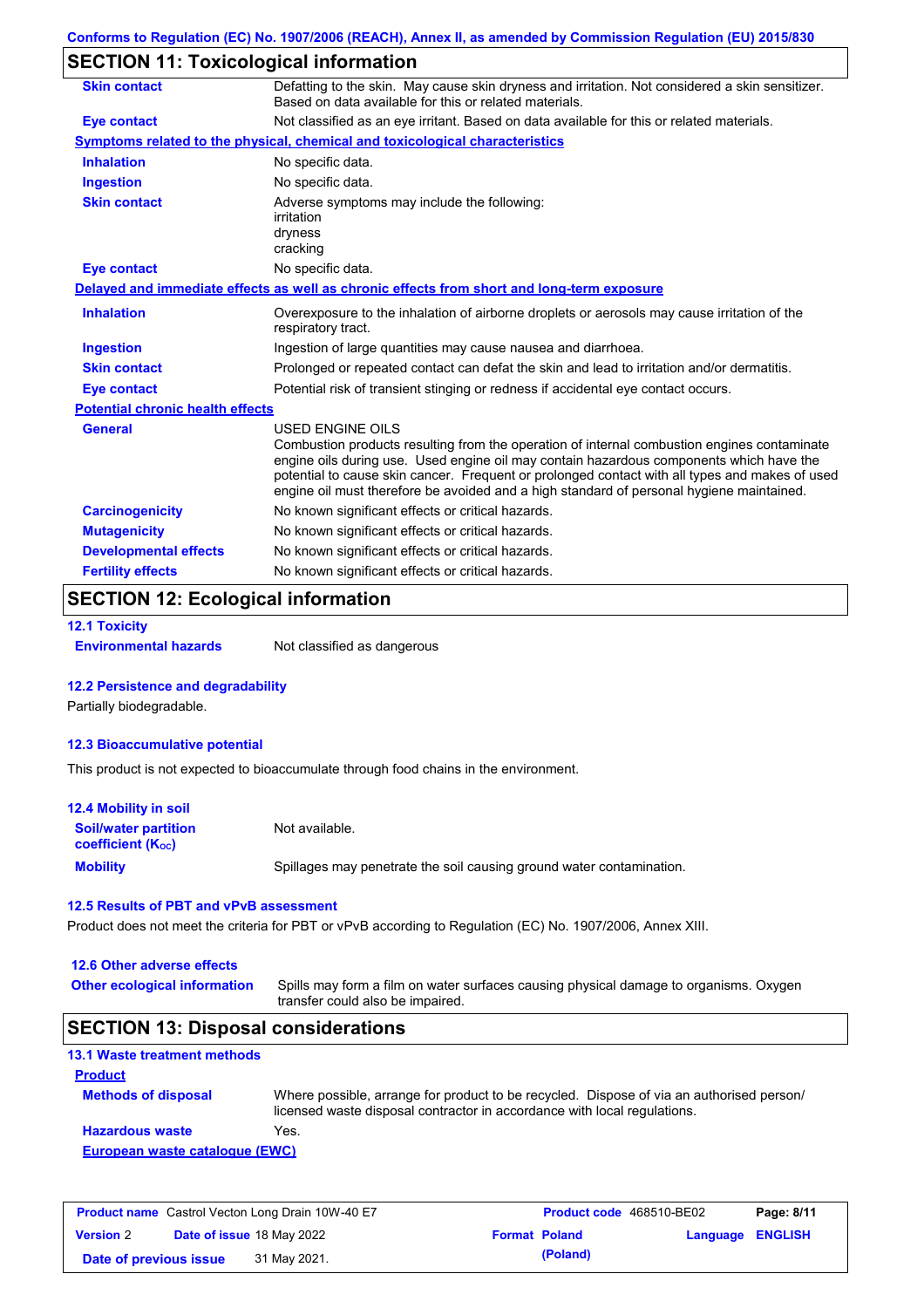## SECTION 11: Toxicological information

| | |
|---|---|
| **Skin contact** | Defatting to the skin. May cause skin dryness and irritation. Not considered a skin sensitizer. Based on data available for this or related materials. |
| **Eye contact** | Not classified as an eye irritant. Based on data available for this or related materials. |

**Symptoms related to the physical, chemical and toxicological characteristics**

| | |
|---|---|
| **Inhalation** | No specific data. |
| **Ingestion** | No specific data. |
| **Skin contact** | Adverse symptoms may include the following: irritation dryness cracking |
| **Eye contact** | No specific data. |

**Delayed and immediate effects as well as chronic effects from short and long-term exposure**

| | |
|---|---|
| **Inhalation** | Overexposure to the inhalation of airborne droplets or aerosols may cause irritation of the respiratory tract. |
| **Ingestion** | Ingestion of large quantities may cause nausea and diarrhoea. |
| **Skin contact** | Prolonged or repeated contact can defat the skin and lead to irritation and/or dermatitis. |
| **Eye contact** | Potential risk of transient stinging or redness if accidental eye contact occurs. |

**Potential chronic health effects**

| | |
|---|---|
| **General** | USED ENGINE OILS<br>Combustion products resulting from the operation of internal combustion engines contaminate engine oils during use. Used engine oil may contain hazardous components which have the potential to cause skin cancer. Frequent or prolonged contact with all types and makes of used engine oil must therefore be avoided and a high standard of personal hygiene maintained. |
| **Carcinogenicity** | No known significant effects or critical hazards. |
| **Mutagenicity** | No known significant effects or critical hazards. |
| **Developmental effects** | No known significant effects or critical hazards. |
| **Fertility effects** | No known significant effects or critical hazards. |

## SECTION 12: Ecological information

### 12.1 Toxicity

**Environmental hazards** Not classified as dangerous

### 12.2 Persistence and degradability

Partially biodegradable.

### 12.3 Bioaccumulative potential

This product is not expected to bioaccumulate through food chains in the environment.

### 12.4 Mobility in soil

| | |
|---|---|
| **Soil/water partition coefficient ($K_{OC}$)** | Not available. |
| **Mobility** | Spillages may penetrate the soil causing ground water contamination. |

### 12.5 Results of PBT and vPvB assessment

Product does not meet the criteria for PBT or vPvB according to Regulation (EC) No. 1907/2006, Annex XIII.

### 12.6 Other adverse effects

**Other ecological information** Spills may form a film on water surfaces causing physical damage to organisms. Oxygen transfer could also be impaired.

## SECTION 13: Disposal considerations

### 13.1 Waste treatment methods

**Product**

| | |
|---|---|
| **Methods of disposal** | Where possible, arrange for product to be recycled. Dispose of via an authorised person/ licensed waste disposal contractor in accordance with local regulations. |
| **Hazardous waste** | Yes. |

**European waste catalogue (EWC)**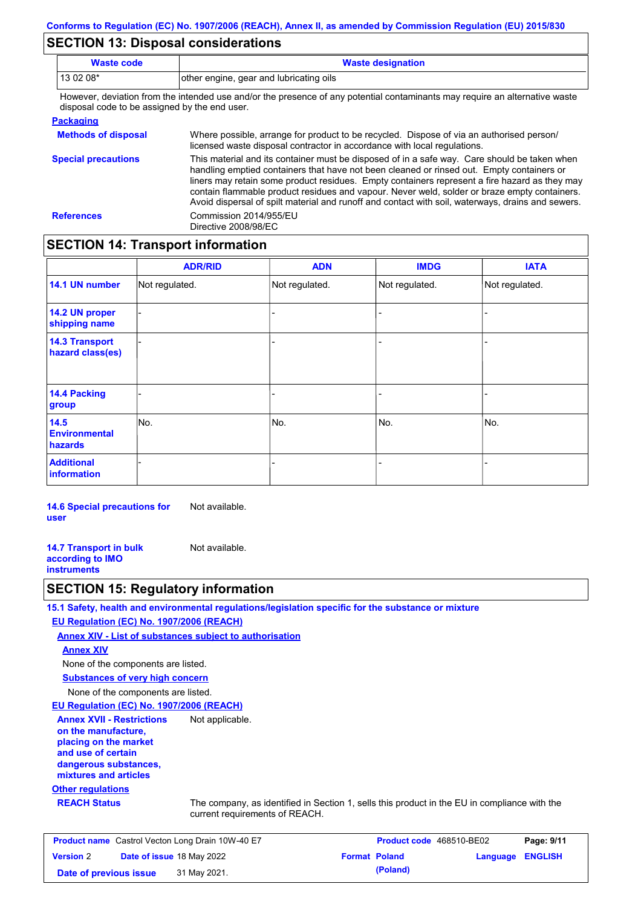## SECTION 13: Disposal considerations

| Waste code | Waste designation |
| --- | --- |
| 13 02 08* | other engine, gear and lubricating oils |

However, deviation from the intended use and/or the presence of any potential contaminants may require an alternative waste disposal code to be assigned by the end user.

**Packaging**

**Methods of disposal**
Where possible, arrange for product to be recycled. Dispose of via an authorised person/ licensed waste disposal contractor in accordance with local regulations.

**Special precautions**
This material and its container must be disposed of in a safe way. Care should be taken when handling emptied containers that have not been cleaned or rinsed out. Empty containers or liners may retain some product residues. Empty containers represent a fire hazard as they may contain flammable product residues and vapour. Never weld, solder or braze empty containers. Avoid dispersal of spilt material and runoff and contact with soil, waterways, drains and sewers.

**References**
Commission 2014/955/EU
Directive 2008/98/EC

## SECTION 14: Transport information

| | ADR/RID | ADN | IMDG | IATA |
| --- | --- | --- | --- | --- |
| **14.1 UN number** | Not regulated. | Not regulated. | Not regulated. | Not regulated. |
| **14.2 UN proper shipping name** | - | - | - | - |
| **14.3 Transport hazard class(es)** | - | - | - | - |
| **14.4 Packing group** | - | - | - | - |
| **14.5 Environmental hazards** | No. | No. | No. | No. |
| **Additional information** | - | - | - | - |

**14.6 Special precautions for user** Not available.

**14.7 Transport in bulk according to IMO instruments** Not available.

## SECTION 15: Regulatory information

**15.1 Safety, health and environmental regulations/legislation specific for the substance or mixture**

**EU Regulation (EC) No. 1907/2006 (REACH)**

**Annex XIV - List of substances subject to authorisation**

**Annex XIV**

None of the components are listed.

**Substances of very high concern**

None of the components are listed.

**EU Regulation (EC) No. 1907/2006 (REACH)**

**Annex XVII - Restrictions on the manufacture, placing on the market and use of certain dangerous substances, mixtures and articles** Not applicable.

**Other regulations**

**REACH Status** The company, as identified in Section 1, sells this product in the EU in compliance with the current requirements of REACH.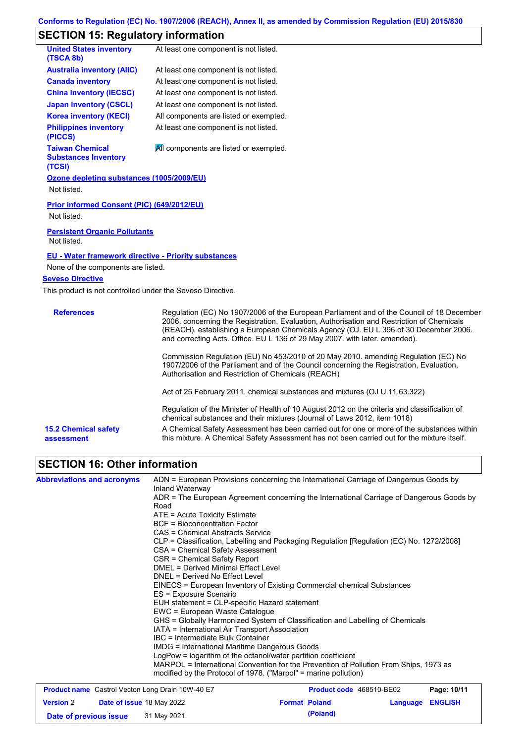Conforms to Regulation (EC) No. 1907/2006 (REACH), Annex II, as amended by Commission Regulation (EU) 2015/830

## SECTION 15: Regulatory information

| | |
|---|---|
| **United States inventory (TSCA 8b)** | At least one component is not listed. |
| **Australia inventory (AIIC)** | At least one component is not listed. |
| **Canada inventory** | At least one component is not listed. |
| **China inventory (IECSC)** | At least one component is not listed. |
| **Japan inventory (CSCL)** | At least one component is not listed. |
| **Korea inventory (KECI)** | All components are listed or exempted. |
| **Philippines inventory (PICCS)** | At least one component is not listed. |
| **Taiwan Chemical Substances Inventory (TCSI)** | All components are listed or exempted. |

**Ozone depleting substances (1005/2009/EU)**

Not listed.

**Prior Informed Consent (PIC) (649/2012/EU)**

Not listed.

**Persistent Organic Pollutants**

Not listed.

**EU - Water framework directive - Priority substances**

None of the components are listed.

**Seveso Directive**

This product is not controlled under the Seveso Directive.

**References**

Regulation (EC) No 1907/2006 of the European Parliament and of the Council of 18 December 2006. concerning the Registration, Evaluation, Authorisation and Restriction of Chemicals (REACH), establishing a European Chemicals Agency (OJ. EU L 396 of 30 December 2006. and correcting Acts. Office. EU L 136 of 29 May 2007. with later. amended).

Commission Regulation (EU) No 453/2010 of 20 May 2010. amending Regulation (EC) No 1907/2006 of the Parliament and of the Council concerning the Registration, Evaluation, Authorisation and Restriction of Chemicals (REACH)

Act of 25 February 2011. chemical substances and mixtures (OJ U.11.63.322)

Regulation of the Minister of Health of 10 August 2012 on the criteria and classification of chemical substances and their mixtures (Journal of Laws 2012, item 1018)

**15.2 Chemical safety assessment**

A Chemical Safety Assessment has been carried out for one or more of the substances within this mixture. A Chemical Safety Assessment has not been carried out for the mixture itself.

## SECTION 16: Other information

**Abbreviations and acronyms**

ADN = European Provisions concerning the International Carriage of Dangerous Goods by Inland Waterway
ADR = The European Agreement concerning the International Carriage of Dangerous Goods by Road
ATE = Acute Toxicity Estimate
BCF = Bioconcentration Factor
CAS = Chemical Abstracts Service
CLP = Classification, Labelling and Packaging Regulation [Regulation (EC) No. 1272/2008]
CSA = Chemical Safety Assessment
CSR = Chemical Safety Report
DMEL = Derived Minimal Effect Level
DNEL = Derived No Effect Level
EINECS = European Inventory of Existing Commercial chemical Substances
ES = Exposure Scenario
EUH statement = CLP-specific Hazard statement
EWC = European Waste Catalogue
GHS = Globally Harmonized System of Classification and Labelling of Chemicals
IATA = International Air Transport Association
IBC = Intermediate Bulk Container
IMDG = International Maritime Dangerous Goods
LogPow = logarithm of the octanol/water partition coefficient
MARPOL = International Convention for the Prevention of Pollution From Ships, 1973 as modified by the Protocol of 1978. ("Marpol" = marine pollution)

| | | | |
|---|---|---|---|
| **Product name** Castrol Vecton Long Drain 10W-40 E7 | | **Product code** 468510-BE02 | |
| **Version** 2 | **Date of issue** 18 May 2022 | **Format** Poland (Poland) | **Language** ENGLISH |
| **Date of previous issue** | 31 May 2021. | | |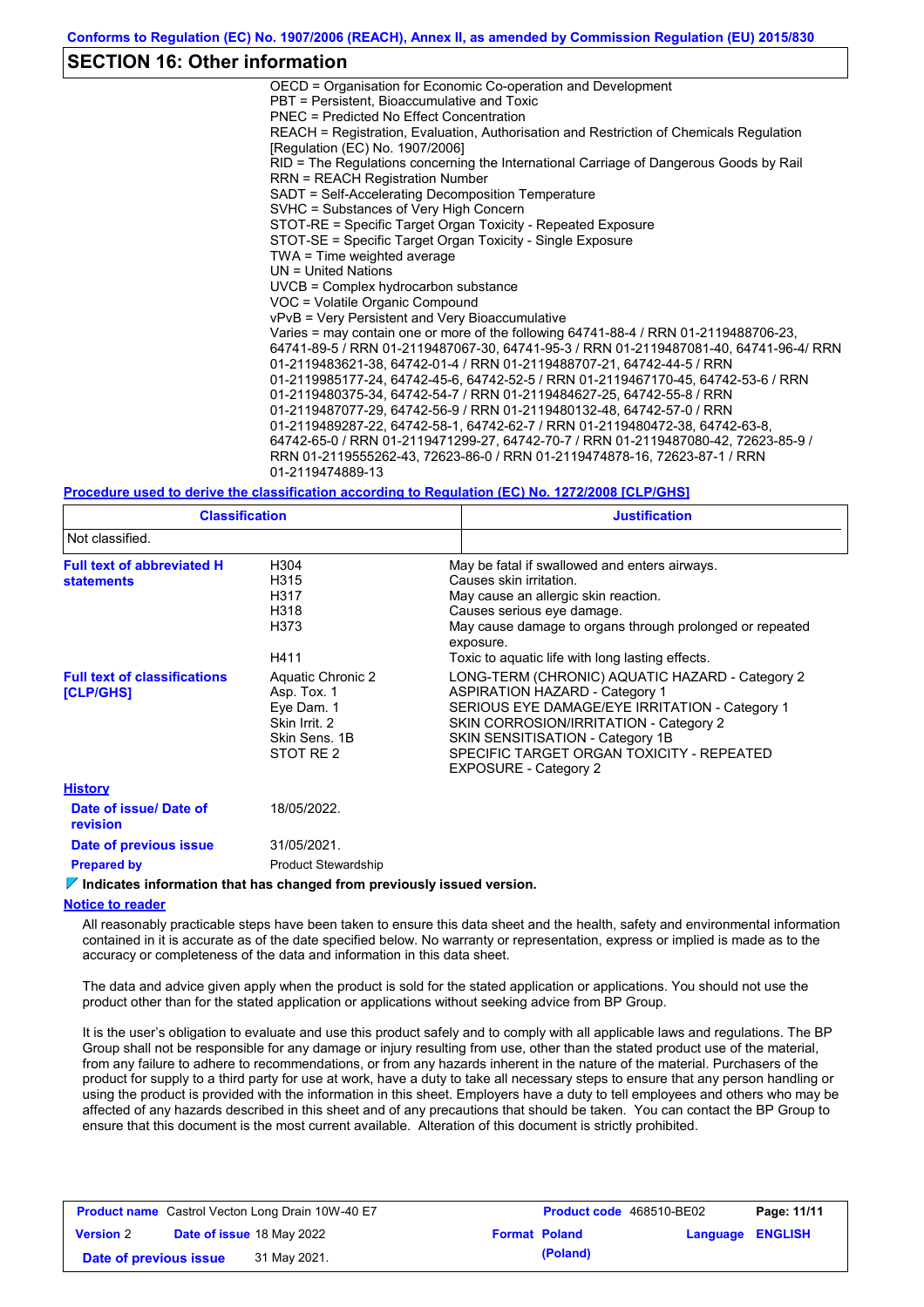## SECTION 16: Other information

OECD = Organisation for Economic Co-operation and Development
PBT = Persistent, Bioaccumulative and Toxic
PNEC = Predicted No Effect Concentration
REACH = Registration, Evaluation, Authorisation and Restriction of Chemicals Regulation [Regulation (EC) No. 1907/2006]
RID = The Regulations concerning the International Carriage of Dangerous Goods by Rail
RRN = REACH Registration Number
SADT = Self-Accelerating Decomposition Temperature
SVHC = Substances of Very High Concern
STOT-RE = Specific Target Organ Toxicity - Repeated Exposure
STOT-SE = Specific Target Organ Toxicity - Single Exposure
TWA = Time weighted average
UN = United Nations
UVCB = Complex hydrocarbon substance
VOC = Volatile Organic Compound
vPvB = Very Persistent and Very Bioaccumulative
Varies = may contain one or more of the following 64741-88-4 / RRN 01-2119488706-23, 64741-89-5 / RRN 01-2119487067-30, 64741-95-3 / RRN 01-2119487081-40, 64741-96-4/ RRN 01-2119483621-38, 64742-01-4 / RRN 01-2119488707-21, 64742-44-5 / RRN 01-2119985177-24, 64742-45-6, 64742-52-5 / RRN 01-2119467170-45, 64742-53-6 / RRN 01-2119480375-34, 64742-54-7 / RRN 01-2119484627-25, 64742-55-8 / RRN 01-2119487077-29, 64742-56-9 / RRN 01-2119480132-48, 64742-57-0 / RRN 01-2119489287-22, 64742-58-1, 64742-62-7 / RRN 01-2119480472-38, 64742-63-8, 64742-65-0 / RRN 01-2119471299-27, 64742-70-7 / RRN 01-2119487080-42, 72623-85-9 / RRN 01-2119555262-43, 72623-86-0 / RRN 01-2119474878-16, 72623-87-1 / RRN 01-2119474889-13

**Procedure used to derive the classification according to Regulation (EC) No. 1272/2008 [CLP/GHS]**

| Classification | Justification |
|---|---|
| Not classified. | |

**Full text of abbreviated H statements**

| | |
|---|---|
| H304 | May be fatal if swallowed and enters airways. |
| H315 | Causes skin irritation. |
| H317 | May cause an allergic skin reaction. |
| H318 | Causes serious eye damage. |
| H373 | May cause damage to organs through prolonged or repeated exposure. |
| H411 | Toxic to aquatic life with long lasting effects. |

**Full text of classifications [CLP/GHS]**

| | |
|---|---|
| Aquatic Chronic 2 | LONG-TERM (CHRONIC) AQUATIC HAZARD - Category 2 |
| Asp. Tox. 1 | ASPIRATION HAZARD - Category 1 |
| Eye Dam. 1 | SERIOUS EYE DAMAGE/EYE IRRITATION - Category 1 |
| Skin Irrit. 2 | SKIN CORROSION/IRRITATION - Category 2 |
| Skin Sens. 1B | SKIN SENSITISATION - Category 1B |
| STOT RE 2 | SPECIFIC TARGET ORGAN TOXICITY - REPEATED EXPOSURE - Category 2 |

**History**

**Date of issue/ Date of revision**: 18/05/2022.

**Date of previous issue**: 31/05/2021.

**Prepared by**: Product Stewardship

**Indicates information that has changed from previously issued version.**

**Notice to reader**

All reasonably practicable steps have been taken to ensure this data sheet and the health, safety and environmental information contained in it is accurate as of the date specified below. No warranty or representation, express or implied is made as to the accuracy or completeness of the data and information in this data sheet.

The data and advice given apply when the product is sold for the stated application or applications. You should not use the product other than for the stated application or applications without seeking advice from BP Group.

It is the user's obligation to evaluate and use this product safely and to comply with all applicable laws and regulations. The BP Group shall not be responsible for any damage or injury resulting from use, other than the stated product use of the material, from any failure to adhere to recommendations, or from any hazards inherent in the nature of the material. Purchasers of the product for supply to a third party for use at work, have a duty to take all necessary steps to ensure that any person handling or using the product is provided with the information in this sheet. Employers have a duty to tell employees and others who may be affected of any hazards described in this sheet and of any precautions that should be taken. You can contact the BP Group to ensure that this document is the most current available. Alteration of this document is strictly prohibited.